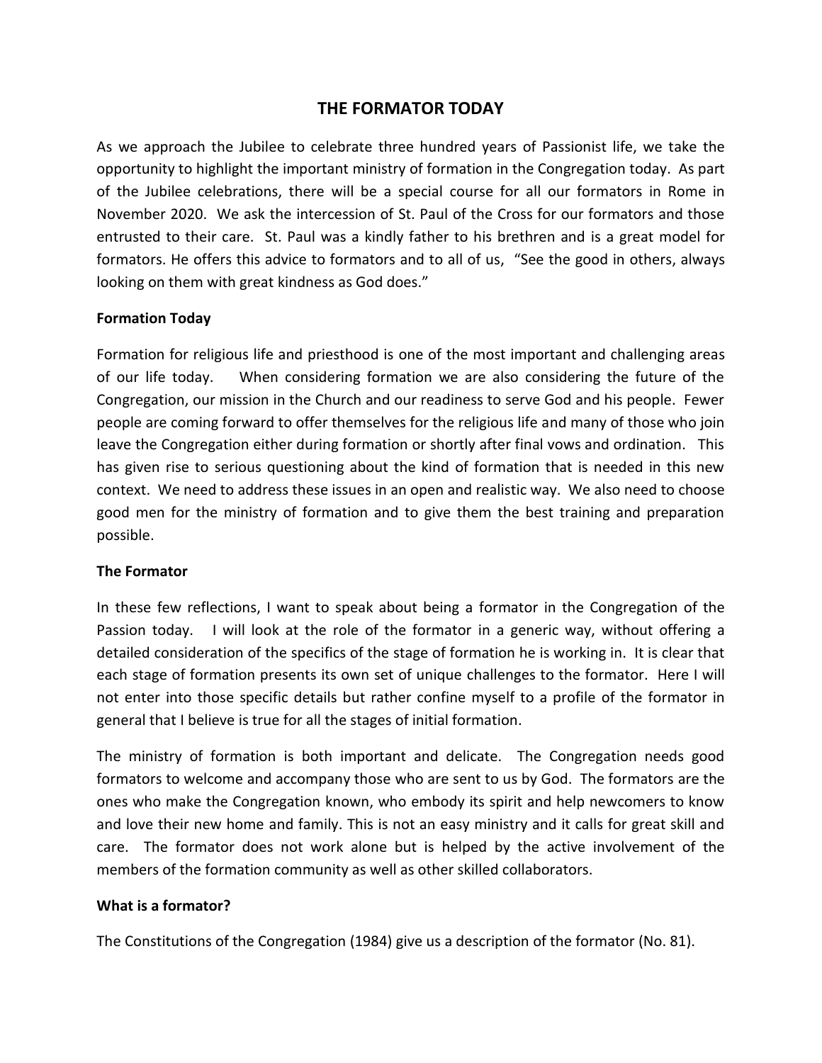# THE FORMATOR TODAY

As we approach the Jubilee to celebrate three hundred years of Passionist life, we take the opportunity to highlight the important ministry of formation in the Congregation today. As part of the Jubilee celebrations, there will be a special course for all our formators in Rome in November 2020. We ask the intercession of St. Paul of the Cross for our formators and those entrusted to their care. St. Paul was a kindly father to his brethren and is a great model for formators. He offers this advice to formators and to all of us, "See the good in others, always looking on them with great kindness as God does."

**Formation Today**

Formation for religious life and priesthood is one of the most important and challenging areas of our life today. When considering formation we are also considering the future of the Congregation, our mission in the Church and our readiness to serve God and his people. Fewer people are coming forward to offer themselves for the religious life and many of those who join leave the Congregation either during formation or shortly after final vows and ordination. This has given rise to serious questioning about the kind of formation that is needed in this new context. We need to address these issues in an open and realistic way. We also need to choose good men for the ministry of formation and to give them the best training and preparation possible.

**The Formator**

In these few reflections, I want to speak about being a formator in the Congregation of the Passion today. I will look at the role of the formator in a generic way, without offering a detailed consideration of the specifics of the stage of formation he is working in. It is clear that each stage of formation presents its own set of unique challenges to the formator. Here I will not enter into those specific details but rather confine myself to a profile of the formator in general that I believe is true for all the stages of initial formation.

The ministry of formation is both important and delicate. The Congregation needs good formators to welcome and accompany those who are sent to us by God. The formators are the ones who make the Congregation known, who embody its spirit and help newcomers to know and love their new home and family. This is not an easy ministry and it calls for great skill and care. The formator does not work alone but is helped by the active involvement of the members of the formation community as well as other skilled collaborators.

**What is a formator?**

The Constitutions of the Congregation (1984) give us a description of the formator (No. 81).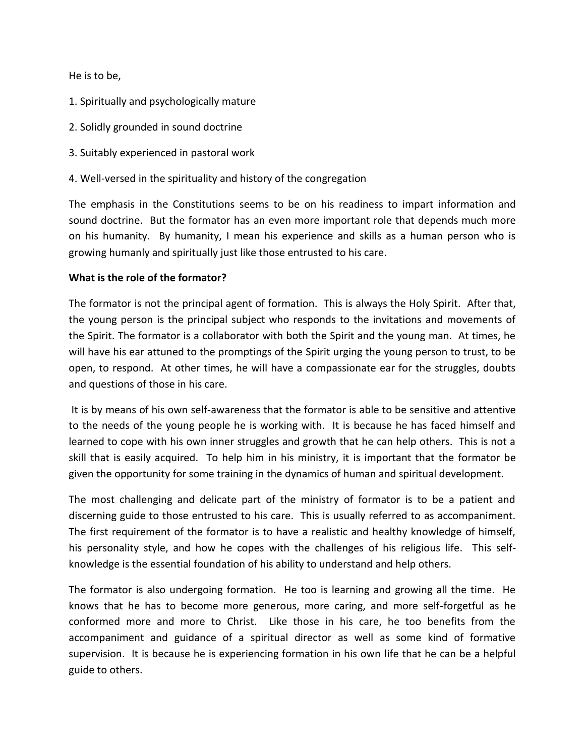He is to be,

1. Spiritually and psychologically mature

2. Solidly grounded in sound doctrine

3. Suitably experienced in pastoral work

4. Well-versed in the spirituality and history of the congregation

The emphasis in the Constitutions seems to be on his readiness to impart information and sound doctrine. But the formator has an even more important role that depends much more on his humanity. By humanity, I mean his experience and skills as a human person who is growing humanly and spiritually just like those entrusted to his care.

**What is the role of the formator?**

The formator is not the principal agent of formation. This is always the Holy Spirit. After that, the young person is the principal subject who responds to the invitations and movements of the Spirit. The formator is a collaborator with both the Spirit and the young man. At times, he will have his ear attuned to the promptings of the Spirit urging the young person to trust, to be open, to respond. At other times, he will have a compassionate ear for the struggles, doubts and questions of those in his care.

It is by means of his own self-awareness that the formator is able to be sensitive and attentive to the needs of the young people he is working with. It is because he has faced himself and learned to cope with his own inner struggles and growth that he can help others. This is not a skill that is easily acquired. To help him in his ministry, it is important that the formator be given the opportunity for some training in the dynamics of human and spiritual development.

The most challenging and delicate part of the ministry of formator is to be a patient and discerning guide to those entrusted to his care. This is usually referred to as accompaniment. The first requirement of the formator is to have a realistic and healthy knowledge of himself, his personality style, and how he copes with the challenges of his religious life. This self-knowledge is the essential foundation of his ability to understand and help others.

The formator is also undergoing formation. He too is learning and growing all the time. He knows that he has to become more generous, more caring, and more self-forgetful as he conformed more and more to Christ. Like those in his care, he too benefits from the accompaniment and guidance of a spiritual director as well as some kind of formative supervision. It is because he is experiencing formation in his own life that he can be a helpful guide to others.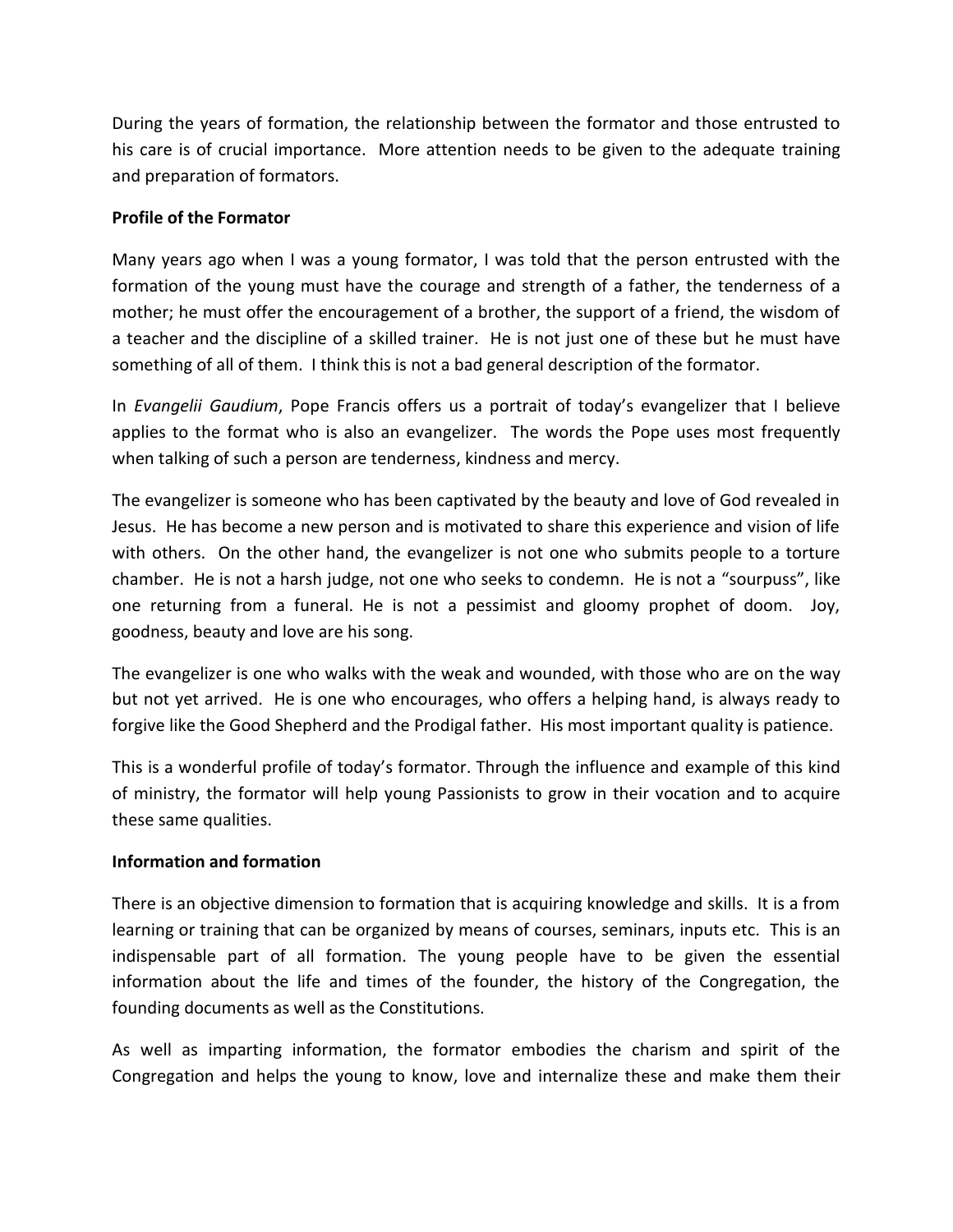During the years of formation, the relationship between the formator and those entrusted to his care is of crucial importance. More attention needs to be given to the adequate training and preparation of formators.

**Profile of the Formator**

Many years ago when I was a young formator, I was told that the person entrusted with the formation of the young must have the courage and strength of a father, the tenderness of a mother; he must offer the encouragement of a brother, the support of a friend, the wisdom of a teacher and the discipline of a skilled trainer. He is not just one of these but he must have something of all of them. I think this is not a bad general description of the formator.

In *Evangelii Gaudium*, Pope Francis offers us a portrait of today's evangelizer that I believe applies to the format who is also an evangelizer. The words the Pope uses most frequently when talking of such a person are tenderness, kindness and mercy.

The evangelizer is someone who has been captivated by the beauty and love of God revealed in Jesus. He has become a new person and is motivated to share this experience and vision of life with others. On the other hand, the evangelizer is not one who submits people to a torture chamber. He is not a harsh judge, not one who seeks to condemn. He is not a "sourpuss", like one returning from a funeral. He is not a pessimist and gloomy prophet of doom. Joy, goodness, beauty and love are his song.

The evangelizer is one who walks with the weak and wounded, with those who are on the way but not yet arrived. He is one who encourages, who offers a helping hand, is always ready to forgive like the Good Shepherd and the Prodigal father. His most important quality is patience.

This is a wonderful profile of today's formator. Through the influence and example of this kind of ministry, the formator will help young Passionists to grow in their vocation and to acquire these same qualities.

**Information and formation**

There is an objective dimension to formation that is acquiring knowledge and skills. It is a from learning or training that can be organized by means of courses, seminars, inputs etc. This is an indispensable part of all formation. The young people have to be given the essential information about the life and times of the founder, the history of the Congregation, the founding documents as well as the Constitutions.

As well as imparting information, the formator embodies the charism and spirit of the Congregation and helps the young to know, love and internalize these and make them their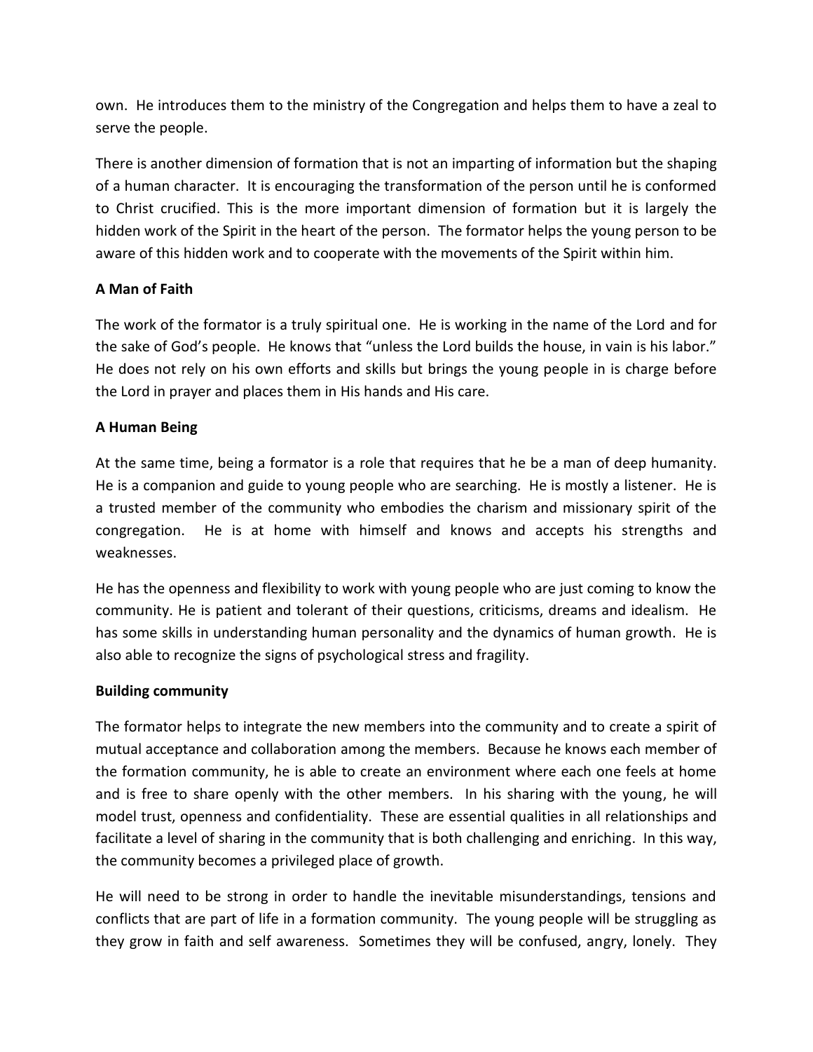own. He introduces them to the ministry of the Congregation and helps them to have a zeal to serve the people.

There is another dimension of formation that is not an imparting of information but the shaping of a human character. It is encouraging the transformation of the person until he is conformed to Christ crucified. This is the more important dimension of formation but it is largely the hidden work of the Spirit in the heart of the person. The formator helps the young person to be aware of this hidden work and to cooperate with the movements of the Spirit within him.

**A Man of Faith**

The work of the formator is a truly spiritual one. He is working in the name of the Lord and for the sake of God's people. He knows that "unless the Lord builds the house, in vain is his labor." He does not rely on his own efforts and skills but brings the young people in is charge before the Lord in prayer and places them in His hands and His care.

**A Human Being**

At the same time, being a formator is a role that requires that he be a man of deep humanity. He is a companion and guide to young people who are searching. He is mostly a listener. He is a trusted member of the community who embodies the charism and missionary spirit of the congregation. He is at home with himself and knows and accepts his strengths and weaknesses.

He has the openness and flexibility to work with young people who are just coming to know the community. He is patient and tolerant of their questions, criticisms, dreams and idealism. He has some skills in understanding human personality and the dynamics of human growth. He is also able to recognize the signs of psychological stress and fragility.

**Building community**

The formator helps to integrate the new members into the community and to create a spirit of mutual acceptance and collaboration among the members. Because he knows each member of the formation community, he is able to create an environment where each one feels at home and is free to share openly with the other members. In his sharing with the young, he will model trust, openness and confidentiality. These are essential qualities in all relationships and facilitate a level of sharing in the community that is both challenging and enriching. In this way, the community becomes a privileged place of growth.

He will need to be strong in order to handle the inevitable misunderstandings, tensions and conflicts that are part of life in a formation community. The young people will be struggling as they grow in faith and self awareness. Sometimes they will be confused, angry, lonely. They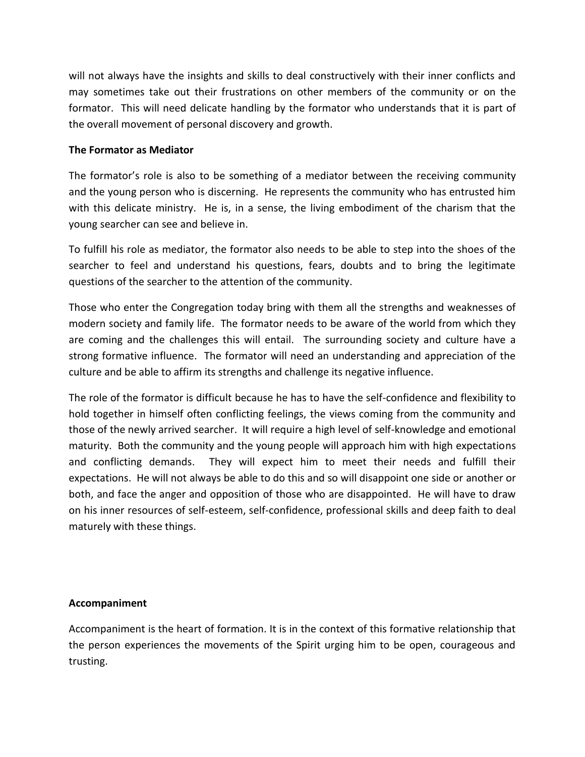will not always have the insights and skills to deal constructively with their inner conflicts and may sometimes take out their frustrations on other members of the community or on the formator. This will need delicate handling by the formator who understands that it is part of the overall movement of personal discovery and growth.

**The Formator as Mediator**

The formator's role is also to be something of a mediator between the receiving community and the young person who is discerning. He represents the community who has entrusted him with this delicate ministry. He is, in a sense, the living embodiment of the charism that the young searcher can see and believe in.

To fulfill his role as mediator, the formator also needs to be able to step into the shoes of the searcher to feel and understand his questions, fears, doubts and to bring the legitimate questions of the searcher to the attention of the community.

Those who enter the Congregation today bring with them all the strengths and weaknesses of modern society and family life. The formator needs to be aware of the world from which they are coming and the challenges this will entail. The surrounding society and culture have a strong formative influence. The formator will need an understanding and appreciation of the culture and be able to affirm its strengths and challenge its negative influence.

The role of the formator is difficult because he has to have the self-confidence and flexibility to hold together in himself often conflicting feelings, the views coming from the community and those of the newly arrived searcher. It will require a high level of self-knowledge and emotional maturity. Both the community and the young people will approach him with high expectations and conflicting demands. They will expect him to meet their needs and fulfill their expectations. He will not always be able to do this and so will disappoint one side or another or both, and face the anger and opposition of those who are disappointed. He will have to draw on his inner resources of self-esteem, self-confidence, professional skills and deep faith to deal maturely with these things.

**Accompaniment**

Accompaniment is the heart of formation. It is in the context of this formative relationship that the person experiences the movements of the Spirit urging him to be open, courageous and trusting.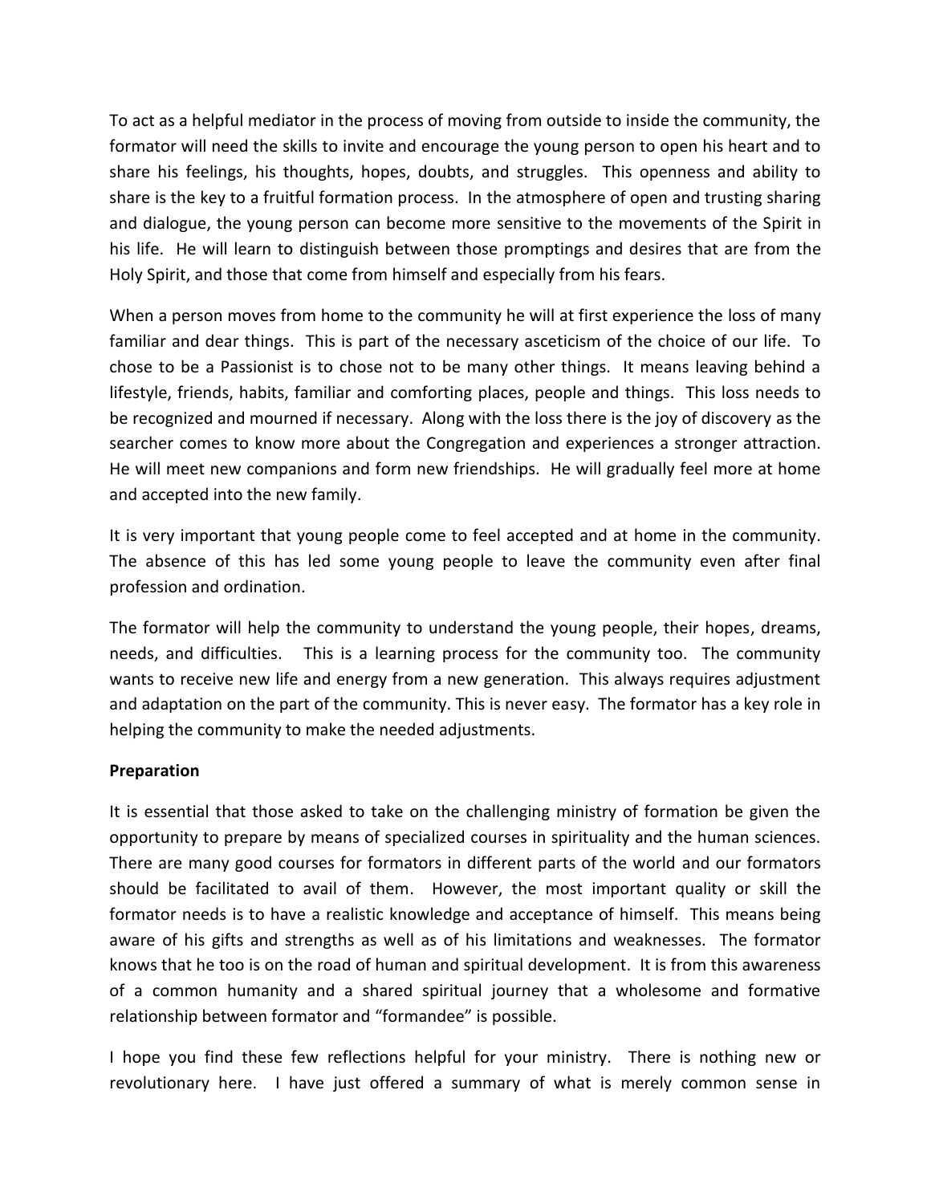To act as a helpful mediator in the process of moving from outside to inside the community, the formator will need the skills to invite and encourage the young person to open his heart and to share his feelings, his thoughts, hopes, doubts, and struggles. This openness and ability to share is the key to a fruitful formation process. In the atmosphere of open and trusting sharing and dialogue, the young person can become more sensitive to the movements of the Spirit in his life. He will learn to distinguish between those promptings and desires that are from the Holy Spirit, and those that come from himself and especially from his fears.

When a person moves from home to the community he will at first experience the loss of many familiar and dear things. This is part of the necessary asceticism of the choice of our life. To chose to be a Passionist is to chose not to be many other things. It means leaving behind a lifestyle, friends, habits, familiar and comforting places, people and things. This loss needs to be recognized and mourned if necessary. Along with the loss there is the joy of discovery as the searcher comes to know more about the Congregation and experiences a stronger attraction. He will meet new companions and form new friendships. He will gradually feel more at home and accepted into the new family.

It is very important that young people come to feel accepted and at home in the community. The absence of this has led some young people to leave the community even after final profession and ordination.

The formator will help the community to understand the young people, their hopes, dreams, needs, and difficulties. This is a learning process for the community too. The community wants to receive new life and energy from a new generation. This always requires adjustment and adaptation on the part of the community. This is never easy. The formator has a key role in helping the community to make the needed adjustments.

**Preparation**

It is essential that those asked to take on the challenging ministry of formation be given the opportunity to prepare by means of specialized courses in spirituality and the human sciences. There are many good courses for formators in different parts of the world and our formators should be facilitated to avail of them. However, the most important quality or skill the formator needs is to have a realistic knowledge and acceptance of himself. This means being aware of his gifts and strengths as well as of his limitations and weaknesses. The formator knows that he too is on the road of human and spiritual development. It is from this awareness of a common humanity and a shared spiritual journey that a wholesome and formative relationship between formator and "formandee" is possible.

I hope you find these few reflections helpful for your ministry. There is nothing new or revolutionary here. I have just offered a summary of what is merely common sense in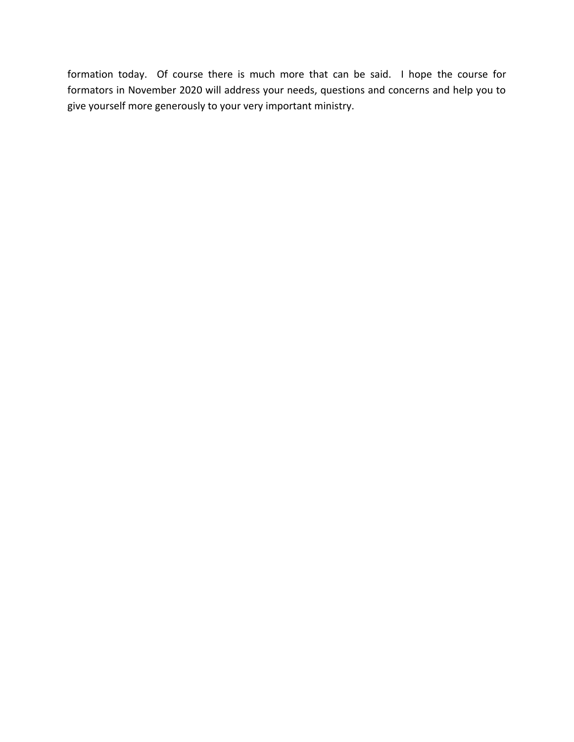formation today. Of course there is much more that can be said. I hope the course for formators in November 2020 will address your needs, questions and concerns and help you to give yourself more generously to your very important ministry.